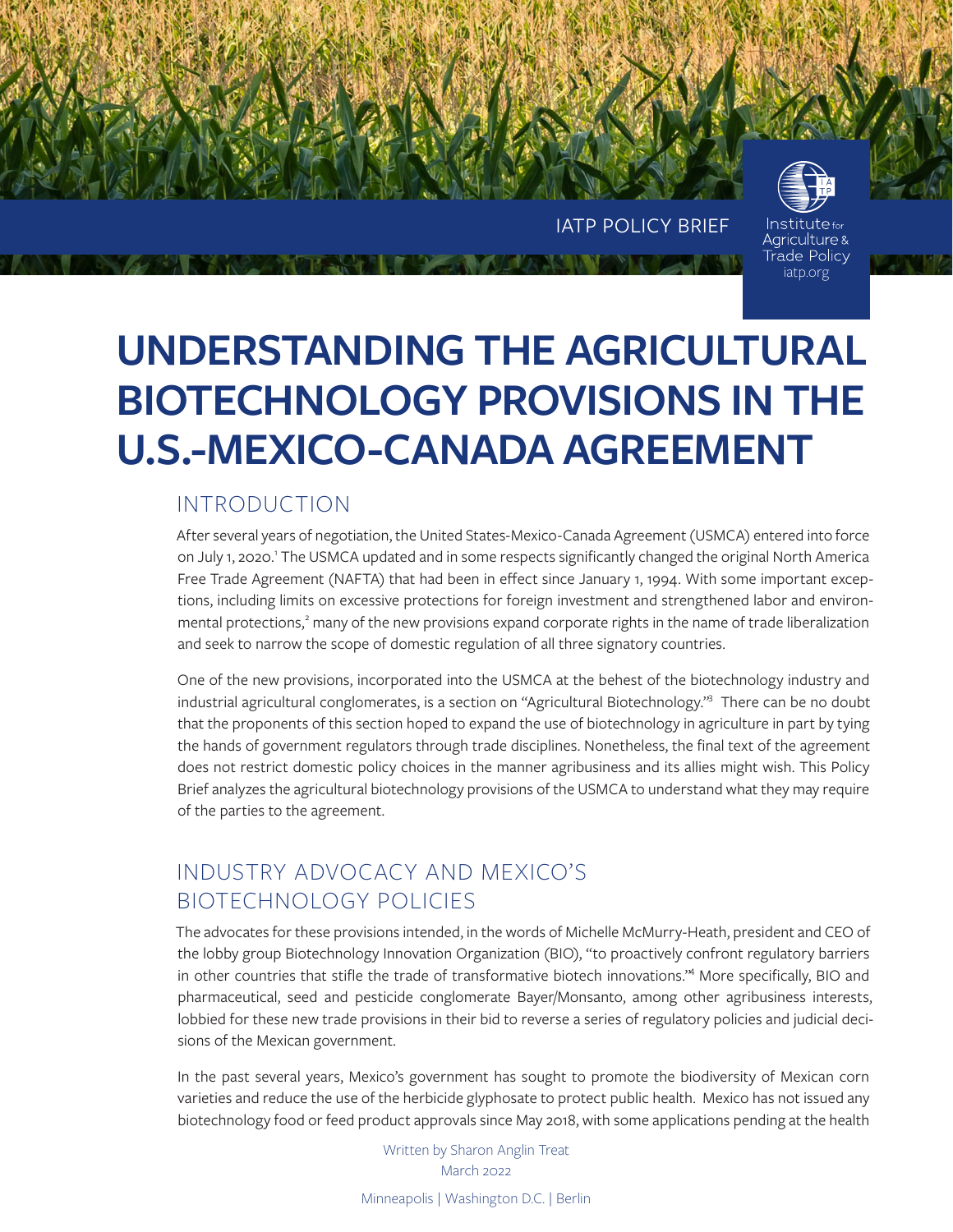IATP POLICY BRIEF

Institute for Agriculture & Trade Policy
iatp.org

# UNDERSTANDING THE AGRICULTURAL BIOTECHNOLOGY PROVISIONS IN THE U.S.-MEXICO-CANADA AGREEMENT

## INTRODUCTION

After several years of negotiation, the United States-Mexico-Canada Agreement (USMCA) entered into force on July 1, 2020.[1] The USMCA updated and in some respects significantly changed the original North America Free Trade Agreement (NAFTA) that had been in effect since January 1, 1994. With some important exceptions, including limits on excessive protections for foreign investment and strengthened labor and environmental protections,[2] many of the new provisions expand corporate rights in the name of trade liberalization and seek to narrow the scope of domestic regulation of all three signatory countries.

One of the new provisions, incorporated into the USMCA at the behest of the biotechnology industry and industrial agricultural conglomerates, is a section on "Agricultural Biotechnology."[3] There can be no doubt that the proponents of this section hoped to expand the use of biotechnology in agriculture in part by tying the hands of government regulators through trade disciplines. Nonetheless, the final text of the agreement does not restrict domestic policy choices in the manner agribusiness and its allies might wish. This Policy Brief analyzes the agricultural biotechnology provisions of the USMCA to understand what they may require of the parties to the agreement.

## INDUSTRY ADVOCACY AND MEXICO'S BIOTECHNOLOGY POLICIES

The advocates for these provisions intended, in the words of Michelle McMurry-Heath, president and CEO of the lobby group Biotechnology Innovation Organization (BIO), "to proactively confront regulatory barriers in other countries that stifle the trade of transformative biotech innovations."[4] More specifically, BIO and pharmaceutical, seed and pesticide conglomerate Bayer/Monsanto, among other agribusiness interests, lobbied for these new trade provisions in their bid to reverse a series of regulatory policies and judicial decisions of the Mexican government.

In the past several years, Mexico's government has sought to promote the biodiversity of Mexican corn varieties and reduce the use of the herbicide glyphosate to protect public health. Mexico has not issued any biotechnology food or feed product approvals since May 2018, with some applications pending at the health

Written by Sharon Anglin Treat
March 2022

Minneapolis | Washington D.C. | Berlin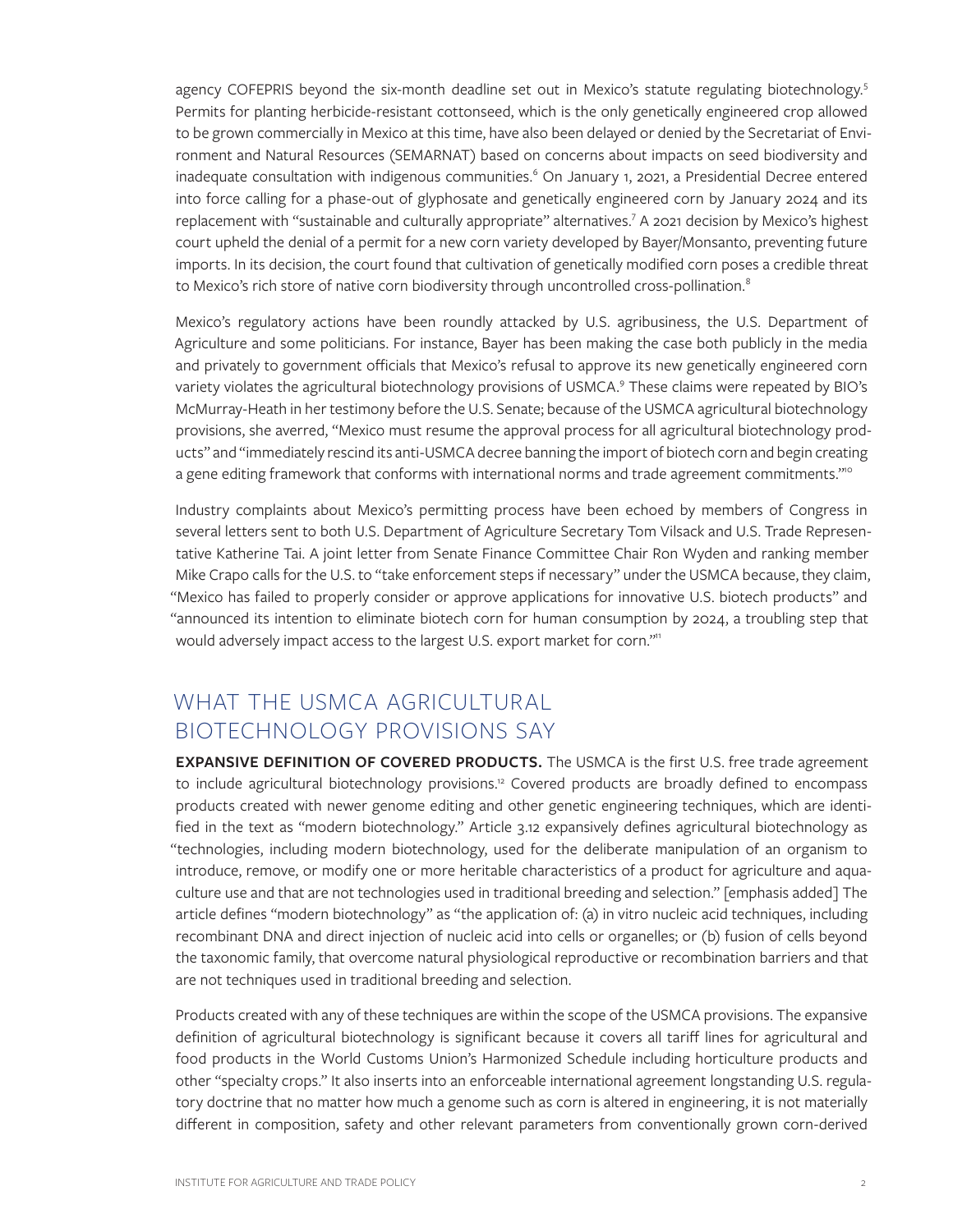agency COFEPRIS beyond the six-month deadline set out in Mexico's statute regulating biotechnology.[5] Permits for planting herbicide-resistant cottonseed, which is the only genetically engineered crop allowed to be grown commercially in Mexico at this time, have also been delayed or denied by the Secretariat of Environment and Natural Resources (SEMARNAT) based on concerns about impacts on seed biodiversity and inadequate consultation with indigenous communities.[6] On January 1, 2021, a Presidential Decree entered into force calling for a phase-out of glyphosate and genetically engineered corn by January 2024 and its replacement with "sustainable and culturally appropriate" alternatives.[7] A 2021 decision by Mexico's highest court upheld the denial of a permit for a new corn variety developed by Bayer/Monsanto, preventing future imports. In its decision, the court found that cultivation of genetically modified corn poses a credible threat to Mexico's rich store of native corn biodiversity through uncontrolled cross-pollination.[8]

Mexico's regulatory actions have been roundly attacked by U.S. agribusiness, the U.S. Department of Agriculture and some politicians. For instance, Bayer has been making the case both publicly in the media and privately to government officials that Mexico's refusal to approve its new genetically engineered corn variety violates the agricultural biotechnology provisions of USMCA.[9] These claims were repeated by BIO's McMurray-Heath in her testimony before the U.S. Senate; because of the USMCA agricultural biotechnology provisions, she averred, "Mexico must resume the approval process for all agricultural biotechnology products" and "immediately rescind its anti-USMCA decree banning the import of biotech corn and begin creating a gene editing framework that conforms with international norms and trade agreement commitments."[10]

Industry complaints about Mexico's permitting process have been echoed by members of Congress in several letters sent to both U.S. Department of Agriculture Secretary Tom Vilsack and U.S. Trade Representative Katherine Tai. A joint letter from Senate Finance Committee Chair Ron Wyden and ranking member Mike Crapo calls for the U.S. to "take enforcement steps if necessary" under the USMCA because, they claim, "Mexico has failed to properly consider or approve applications for innovative U.S. biotech products" and "announced its intention to eliminate biotech corn for human consumption by 2024, a troubling step that would adversely impact access to the largest U.S. export market for corn."[11]

## WHAT THE USMCA AGRICULTURAL BIOTECHNOLOGY PROVISIONS SAY

**EXPANSIVE DEFINITION OF COVERED PRODUCTS.** The USMCA is the first U.S. free trade agreement to include agricultural biotechnology provisions.[12] Covered products are broadly defined to encompass products created with newer genome editing and other genetic engineering techniques, which are identified in the text as "modern biotechnology." Article 3.12 expansively defines agricultural biotechnology as "technologies, including modern biotechnology, used for the deliberate manipulation of an organism to introduce, remove, or modify one or more heritable characteristics of a product for agriculture and aquaculture use and that are not technologies used in traditional breeding and selection." [emphasis added] The article defines "modern biotechnology" as "the application of: (a) in vitro nucleic acid techniques, including recombinant DNA and direct injection of nucleic acid into cells or organelles; or (b) fusion of cells beyond the taxonomic family, that overcome natural physiological reproductive or recombination barriers and that are not techniques used in traditional breeding and selection.

Products created with any of these techniques are within the scope of the USMCA provisions. The expansive definition of agricultural biotechnology is significant because it covers all tariff lines for agricultural and food products in the World Customs Union's Harmonized Schedule including horticulture products and other "specialty crops." It also inserts into an enforceable international agreement longstanding U.S. regulatory doctrine that no matter how much a genome such as corn is altered in engineering, it is not materially different in composition, safety and other relevant parameters from conventionally grown corn-derived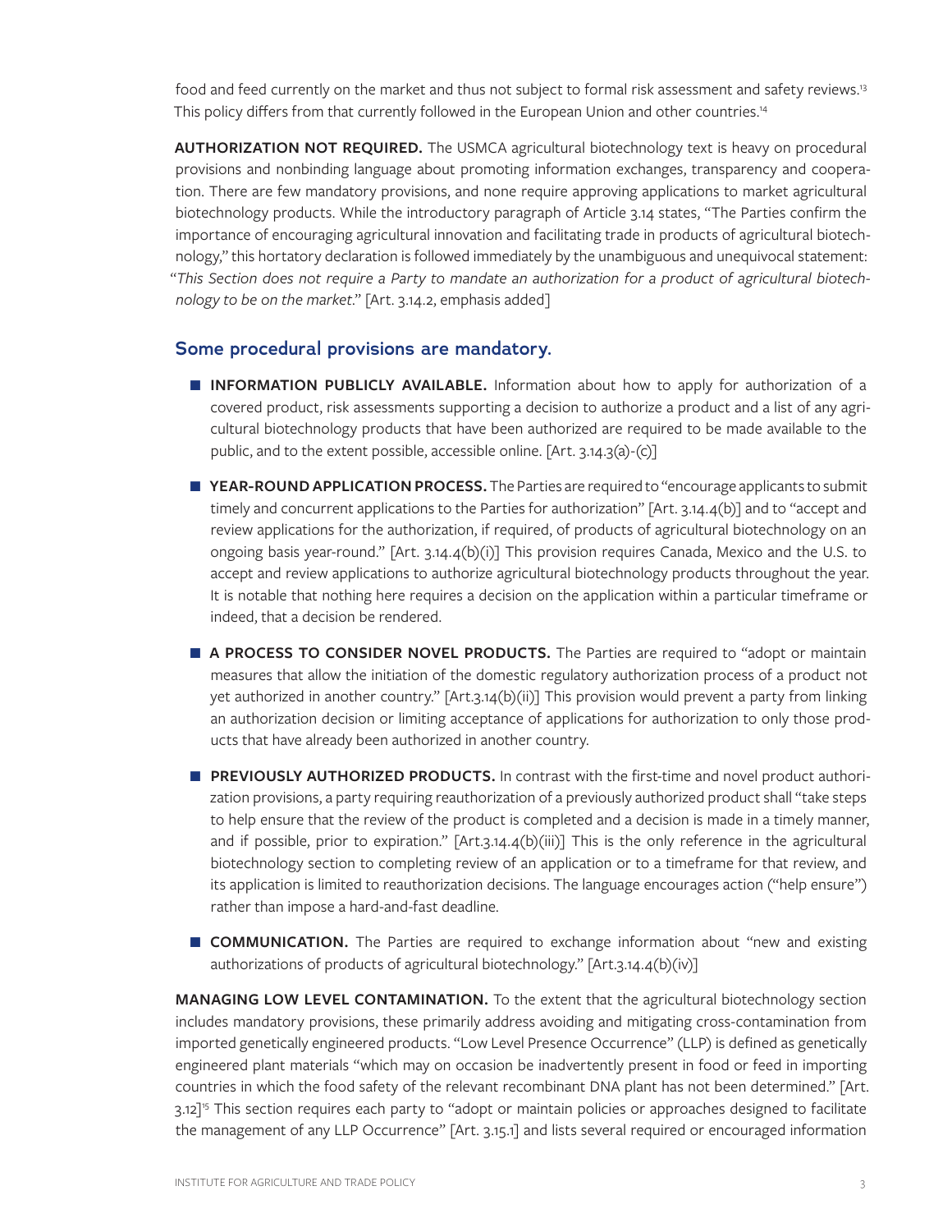food and feed currently on the market and thus not subject to formal risk assessment and safety reviews.[13] This policy differs from that currently followed in the European Union and other countries.[14]

**AUTHORIZATION NOT REQUIRED.** The USMCA agricultural biotechnology text is heavy on procedural provisions and nonbinding language about promoting information exchanges, transparency and cooperation. There are few mandatory provisions, and none require approving applications to market agricultural biotechnology products. While the introductory paragraph of Article 3.14 states, "The Parties confirm the importance of encouraging agricultural innovation and facilitating trade in products of agricultural biotechnology," this hortatory declaration is followed immediately by the unambiguous and unequivocal statement: "*This Section does not require a Party to mandate an authorization for a product of agricultural biotechnology to be on the market*." [Art. 3.14.2, emphasis added]

## Some procedural provisions are mandatory.

- **INFORMATION PUBLICLY AVAILABLE.** Information about how to apply for authorization of a covered product, risk assessments supporting a decision to authorize a product and a list of any agricultural biotechnology products that have been authorized are required to be made available to the public, and to the extent possible, accessible online. [Art. 3.14.3(a)-(c)]

- **YEAR-ROUND APPLICATION PROCESS.** The Parties are required to "encourage applicants to submit timely and concurrent applications to the Parties for authorization" [Art. 3.14.4(b)] and to "accept and review applications for the authorization, if required, of products of agricultural biotechnology on an ongoing basis year-round." [Art. 3.14.4(b)(i)] This provision requires Canada, Mexico and the U.S. to accept and review applications to authorize agricultural biotechnology products throughout the year. It is notable that nothing here requires a decision on the application within a particular timeframe or indeed, that a decision be rendered.

- **A PROCESS TO CONSIDER NOVEL PRODUCTS.** The Parties are required to "adopt or maintain measures that allow the initiation of the domestic regulatory authorization process of a product not yet authorized in another country." [Art.3.14(b)(ii)] This provision would prevent a party from linking an authorization decision or limiting acceptance of applications for authorization to only those products that have already been authorized in another country.

- **PREVIOUSLY AUTHORIZED PRODUCTS.** In contrast with the first-time and novel product authorization provisions, a party requiring reauthorization of a previously authorized product shall "take steps to help ensure that the review of the product is completed and a decision is made in a timely manner, and if possible, prior to expiration." [Art.3.14.4(b)(iii)] This is the only reference in the agricultural biotechnology section to completing review of an application or to a timeframe for that review, and its application is limited to reauthorization decisions. The language encourages action ("help ensure") rather than impose a hard-and-fast deadline.

- **COMMUNICATION.** The Parties are required to exchange information about "new and existing authorizations of products of agricultural biotechnology." [Art.3.14.4(b)(iv)]

**MANAGING LOW LEVEL CONTAMINATION.** To the extent that the agricultural biotechnology section includes mandatory provisions, these primarily address avoiding and mitigating cross-contamination from imported genetically engineered products. "Low Level Presence Occurrence" (LLP) is defined as genetically engineered plant materials "which may on occasion be inadvertently present in food or feed in importing countries in which the food safety of the relevant recombinant DNA plant has not been determined." [Art. 3.12][15] This section requires each party to "adopt or maintain policies or approaches designed to facilitate the management of any LLP Occurrence" [Art. 3.15.1] and lists several required or encouraged information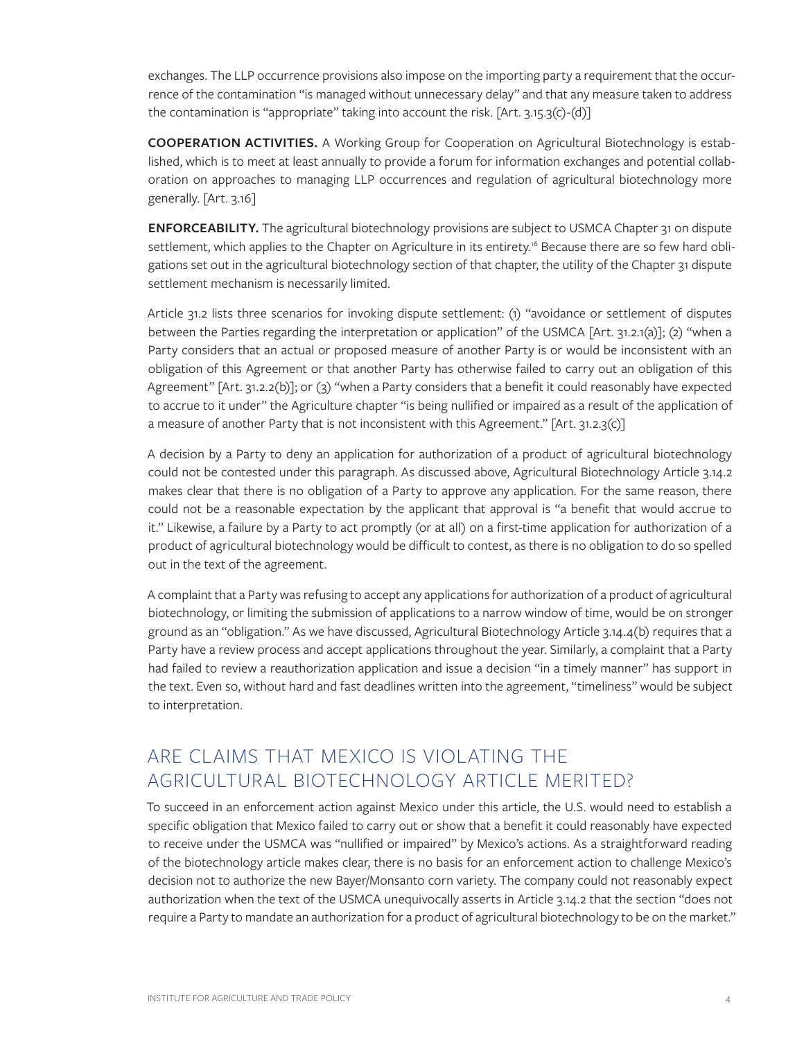exchanges. The LLP occurrence provisions also impose on the importing party a requirement that the occurrence of the contamination "is managed without unnecessary delay" and that any measure taken to address the contamination is "appropriate" taking into account the risk. [Art. 3.15.3(c)-(d)]

**COOPERATION ACTIVITIES.** A Working Group for Cooperation on Agricultural Biotechnology is established, which is to meet at least annually to provide a forum for information exchanges and potential collaboration on approaches to managing LLP occurrences and regulation of agricultural biotechnology more generally. [Art. 3.16]

**ENFORCEABILITY.** The agricultural biotechnology provisions are subject to USMCA Chapter 31 on dispute settlement, which applies to the Chapter on Agriculture in its entirety.[16] Because there are so few hard obligations set out in the agricultural biotechnology section of that chapter, the utility of the Chapter 31 dispute settlement mechanism is necessarily limited.

Article 31.2 lists three scenarios for invoking dispute settlement: (1) "avoidance or settlement of disputes between the Parties regarding the interpretation or application" of the USMCA [Art. 31.2.1(a)]; (2) "when a Party considers that an actual or proposed measure of another Party is or would be inconsistent with an obligation of this Agreement or that another Party has otherwise failed to carry out an obligation of this Agreement" [Art. 31.2.2(b)]; or (3) "when a Party considers that a benefit it could reasonably have expected to accrue to it under" the Agriculture chapter "is being nullified or impaired as a result of the application of a measure of another Party that is not inconsistent with this Agreement." [Art. 31.2.3(c)]

A decision by a Party to deny an application for authorization of a product of agricultural biotechnology could not be contested under this paragraph. As discussed above, Agricultural Biotechnology Article 3.14.2 makes clear that there is no obligation of a Party to approve any application. For the same reason, there could not be a reasonable expectation by the applicant that approval is "a benefit that would accrue to it." Likewise, a failure by a Party to act promptly (or at all) on a first-time application for authorization of a product of agricultural biotechnology would be difficult to contest, as there is no obligation to do so spelled out in the text of the agreement.

A complaint that a Party was refusing to accept any applications for authorization of a product of agricultural biotechnology, or limiting the submission of applications to a narrow window of time, would be on stronger ground as an "obligation." As we have discussed, Agricultural Biotechnology Article 3.14.4(b) requires that a Party have a review process and accept applications throughout the year. Similarly, a complaint that a Party had failed to review a reauthorization application and issue a decision "in a timely manner" has support in the text. Even so, without hard and fast deadlines written into the agreement, "timeliness" would be subject to interpretation.

## ARE CLAIMS THAT MEXICO IS VIOLATING THE AGRICULTURAL BIOTECHNOLOGY ARTICLE MERITED?

To succeed in an enforcement action against Mexico under this article, the U.S. would need to establish a specific obligation that Mexico failed to carry out or show that a benefit it could reasonably have expected to receive under the USMCA was "nullified or impaired" by Mexico's actions. As a straightforward reading of the biotechnology article makes clear, there is no basis for an enforcement action to challenge Mexico's decision not to authorize the new Bayer/Monsanto corn variety. The company could not reasonably expect authorization when the text of the USMCA unequivocally asserts in Article 3.14.2 that the section "does not require a Party to mandate an authorization for a product of agricultural biotechnology to be on the market."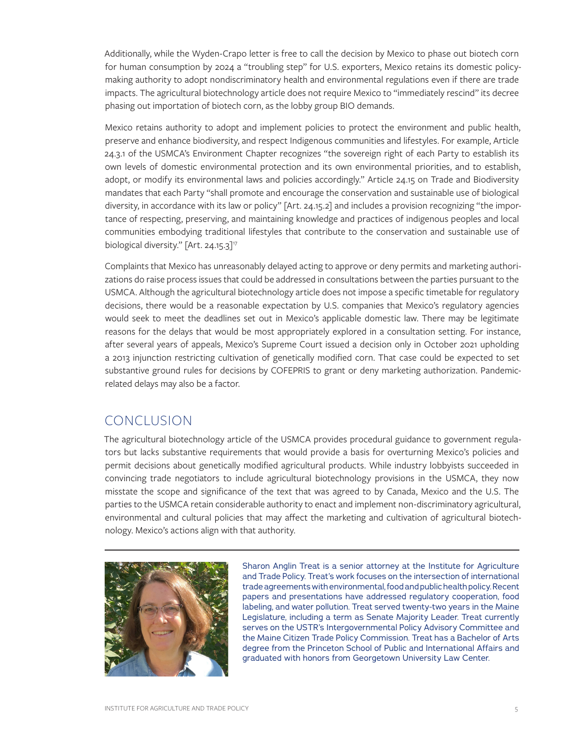Additionally, while the Wyden-Crapo letter is free to call the decision by Mexico to phase out biotech corn for human consumption by 2024 a "troubling step" for U.S. exporters, Mexico retains its domestic policy-making authority to adopt nondiscriminatory health and environmental regulations even if there are trade impacts. The agricultural biotechnology article does not require Mexico to "immediately rescind" its decree phasing out importation of biotech corn, as the lobby group BIO demands.

Mexico retains authority to adopt and implement policies to protect the environment and public health, preserve and enhance biodiversity, and respect Indigenous communities and lifestyles. For example, Article 24.3.1 of the USMCA's Environment Chapter recognizes "the sovereign right of each Party to establish its own levels of domestic environmental protection and its own environmental priorities, and to establish, adopt, or modify its environmental laws and policies accordingly." Article 24.15 on Trade and Biodiversity mandates that each Party "shall promote and encourage the conservation and sustainable use of biological diversity, in accordance with its law or policy" [Art. 24.15.2] and includes a provision recognizing "the importance of respecting, preserving, and maintaining knowledge and practices of indigenous peoples and local communities embodying traditional lifestyles that contribute to the conservation and sustainable use of biological diversity." [Art. 24.15.3][17]

Complaints that Mexico has unreasonably delayed acting to approve or deny permits and marketing authorizations do raise process issues that could be addressed in consultations between the parties pursuant to the USMCA. Although the agricultural biotechnology article does not impose a specific timetable for regulatory decisions, there would be a reasonable expectation by U.S. companies that Mexico's regulatory agencies would seek to meet the deadlines set out in Mexico's applicable domestic law. There may be legitimate reasons for the delays that would be most appropriately explored in a consultation setting. For instance, after several years of appeals, Mexico's Supreme Court issued a decision only in October 2021 upholding a 2013 injunction restricting cultivation of genetically modified corn. That case could be expected to set substantive ground rules for decisions by COFEPRIS to grant or deny marketing authorization. Pandemic-related delays may also be a factor.

## CONCLUSION

The agricultural biotechnology article of the USMCA provides procedural guidance to government regulators but lacks substantive requirements that would provide a basis for overturning Mexico's policies and permit decisions about genetically modified agricultural products. While industry lobbyists succeeded in convincing trade negotiators to include agricultural biotechnology provisions in the USMCA, they now misstate the scope and significance of the text that was agreed to by Canada, Mexico and the U.S. The parties to the USMCA retain considerable authority to enact and implement non-discriminatory agricultural, environmental and cultural policies that may affect the marketing and cultivation of agricultural biotechnology. Mexico's actions align with that authority.

Sharon Anglin Treat is a senior attorney at the Institute for Agriculture and Trade Policy. Treat's work focuses on the intersection of international trade agreements with environmental, food and public health policy. Recent papers and presentations have addressed regulatory cooperation, food labeling, and water pollution. Treat served twenty-two years in the Maine Legislature, including a term as Senate Majority Leader. Treat currently serves on the USTR's Intergovernmental Policy Advisory Committee and the Maine Citizen Trade Policy Commission. Treat has a Bachelor of Arts degree from the Princeton School of Public and International Affairs and graduated with honors from Georgetown University Law Center.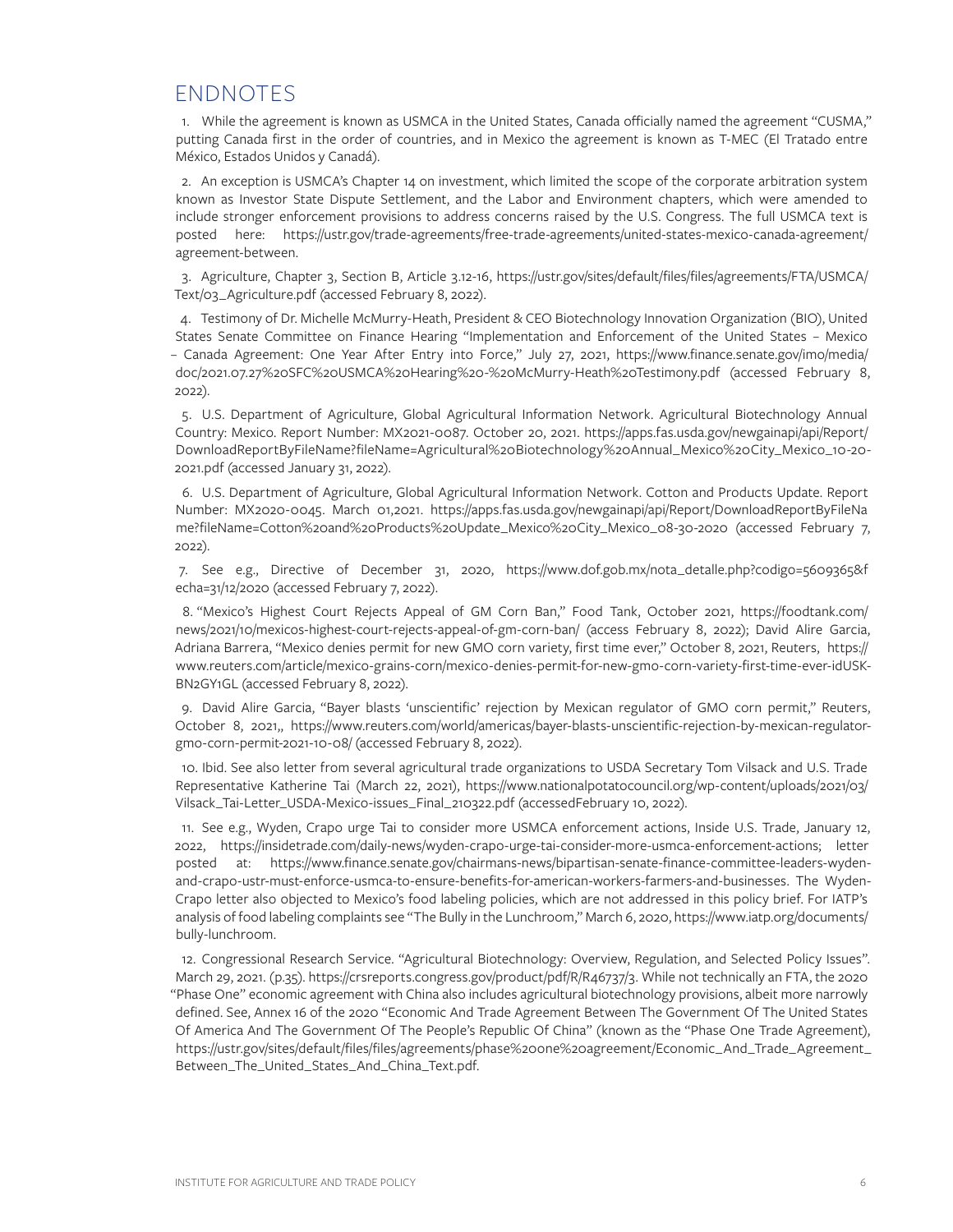## ENDNOTES

1. While the agreement is known as USMCA in the United States, Canada officially named the agreement "CUSMA," putting Canada first in the order of countries, and in Mexico the agreement is known as T-MEC (El Tratado entre México, Estados Unidos y Canadá).

2. An exception is USMCA's Chapter 14 on investment, which limited the scope of the corporate arbitration system known as Investor State Dispute Settlement, and the Labor and Environment chapters, which were amended to include stronger enforcement provisions to address concerns raised by the U.S. Congress. The full USMCA text is posted here: https://ustr.gov/trade-agreements/free-trade-agreements/united-states-mexico-canada-agreement/agreement-between.

3. Agriculture, Chapter 3, Section B, Article 3.12-16, https://ustr.gov/sites/default/files/files/agreements/FTA/USMCA/Text/03_Agriculture.pdf (accessed February 8, 2022).

4. Testimony of Dr. Michelle McMurry-Heath, President & CEO Biotechnology Innovation Organization (BIO), United States Senate Committee on Finance Hearing "Implementation and Enforcement of the United States – Mexico – Canada Agreement: One Year After Entry into Force," July 27, 2021, https://www.finance.senate.gov/imo/media/doc/2021.07.27%20SFC%20USMCA%20Hearing%20-%20McMurry-Heath%20Testimony.pdf (accessed February 8, 2022).

5. U.S. Department of Agriculture, Global Agricultural Information Network. Agricultural Biotechnology Annual Country: Mexico. Report Number: MX2021-0087. October 20, 2021. https://apps.fas.usda.gov/newgainapi/api/Report/DownloadReportByFileName?fileName=Agricultural%20Biotechnology%20Annual_Mexico%20City_Mexico_10-20-2021.pdf (accessed January 31, 2022).

6. U.S. Department of Agriculture, Global Agricultural Information Network. Cotton and Products Update. Report Number: MX2020-0045. March 01,2021. https://apps.fas.usda.gov/newgainapi/api/Report/DownloadReportByFileName?fileName=Cotton%20and%20Products%20Update_Mexico%20City_Mexico_08-30-2020 (accessed February 7, 2022).

7. See e.g., Directive of December 31, 2020, https://www.dof.gob.mx/nota_detalle.php?codigo=5609365&fecha=31/12/2020 (accessed February 7, 2022).

8. "Mexico's Highest Court Rejects Appeal of GM Corn Ban," Food Tank, October 2021, https://foodtank.com/news/2021/10/mexicos-highest-court-rejects-appeal-of-gm-corn-ban/ (access February 8, 2022); David Alire Garcia, Adriana Barrera, "Mexico denies permit for new GMO corn variety, first time ever," October 8, 2021, Reuters, https://www.reuters.com/article/mexico-grains-corn/mexico-denies-permit-for-new-gmo-corn-variety-first-time-ever-idUSKBN2GY1GL (accessed February 8, 2022).

9. David Alire Garcia, "Bayer blasts 'unscientific' rejection by Mexican regulator of GMO corn permit," Reuters, October 8, 2021,, https://www.reuters.com/world/americas/bayer-blasts-unscientific-rejection-by-mexican-regulator-gmo-corn-permit-2021-10-08/ (accessed February 8, 2022).

10. Ibid. See also letter from several agricultural trade organizations to USDA Secretary Tom Vilsack and U.S. Trade Representative Katherine Tai (March 22, 2021), https://www.nationalpotatocouncil.org/wp-content/uploads/2021/03/Vilsack_Tai-Letter_USDA-Mexico-issues_Final_210322.pdf (accessedFebruary 10, 2022).

11. See e.g., Wyden, Crapo urge Tai to consider more USMCA enforcement actions, Inside U.S. Trade, January 12, 2022, https://insidetrade.com/daily-news/wyden-crapo-urge-tai-consider-more-usmca-enforcement-actions; letter posted at: https://www.finance.senate.gov/chairmans-news/bipartisan-senate-finance-committee-leaders-wyden-and-crapo-ustr-must-enforce-usmca-to-ensure-benefits-for-american-workers-farmers-and-businesses. The Wyden-Crapo letter also objected to Mexico's food labeling policies, which are not addressed in this policy brief. For IATP's analysis of food labeling complaints see "The Bully in the Lunchroom," March 6, 2020, https://www.iatp.org/documents/bully-lunchroom.

12. Congressional Research Service. "Agricultural Biotechnology: Overview, Regulation, and Selected Policy Issues". March 29, 2021. (p.35). https://crsreports.congress.gov/product/pdf/R/R46737/3. While not technically an FTA, the 2020 "Phase One" economic agreement with China also includes agricultural biotechnology provisions, albeit more narrowly defined. See, Annex 16 of the 2020 "Economic And Trade Agreement Between The Government Of The United States Of America And The Government Of The People's Republic Of China" (known as the "Phase One Trade Agreement), https://ustr.gov/sites/default/files/files/agreements/phase%20one%20agreement/Economic_And_Trade_Agreement_Between_The_United_States_And_China_Text.pdf.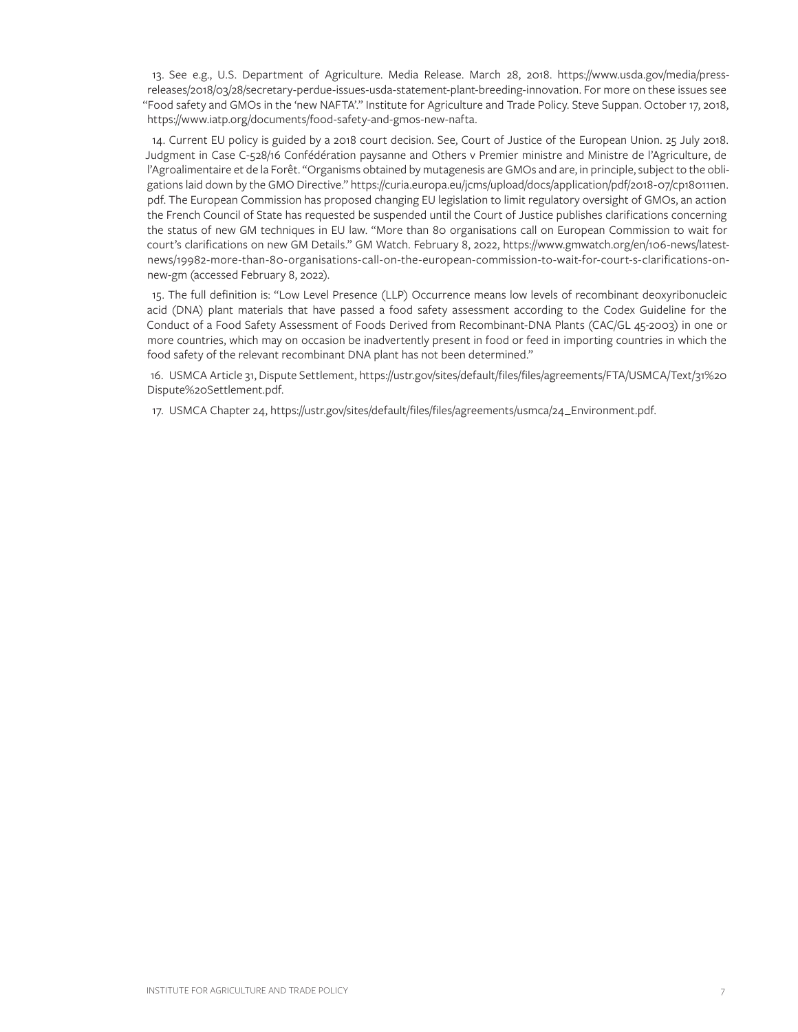13. See e.g., U.S. Department of Agriculture. Media Release. March 28, 2018. https://www.usda.gov/media/press-releases/2018/03/28/secretary-perdue-issues-usda-statement-plant-breeding-innovation. For more on these issues see "Food safety and GMOs in the 'new NAFTA'." Institute for Agriculture and Trade Policy. Steve Suppan. October 17, 2018, https://www.iatp.org/documents/food-safety-and-gmos-new-nafta.

14. Current EU policy is guided by a 2018 court decision. See, Court of Justice of the European Union. 25 July 2018. Judgment in Case C-528/16 Confédération paysanne and Others v Premier ministre and Ministre de l'Agriculture, de l'Agroalimentaire et de la Forêt. "Organisms obtained by mutagenesis are GMOs and are, in principle, subject to the obligations laid down by the GMO Directive." https://curia.europa.eu/jcms/upload/docs/application/pdf/2018-07/cp180111en.pdf. The European Commission has proposed changing EU legislation to limit regulatory oversight of GMOs, an action the French Council of State has requested be suspended until the Court of Justice publishes clarifications concerning the status of new GM techniques in EU law. "More than 80 organisations call on European Commission to wait for court's clarifications on new GM Details." GM Watch. February 8, 2022, https://www.gmwatch.org/en/106-news/latest-news/19982-more-than-80-organisations-call-on-the-european-commission-to-wait-for-court-s-clarifications-on-new-gm (accessed February 8, 2022).

15. The full definition is: "Low Level Presence (LLP) Occurrence means low levels of recombinant deoxyribonucleic acid (DNA) plant materials that have passed a food safety assessment according to the Codex Guideline for the Conduct of a Food Safety Assessment of Foods Derived from Recombinant-DNA Plants (CAC/GL 45-2003) in one or more countries, which may on occasion be inadvertently present in food or feed in importing countries in which the food safety of the relevant recombinant DNA plant has not been determined."

16. USMCA Article 31, Dispute Settlement, https://ustr.gov/sites/default/files/files/agreements/FTA/USMCA/Text/31%20Dispute%20Settlement.pdf.

17. USMCA Chapter 24, https://ustr.gov/sites/default/files/files/agreements/usmca/24_Environment.pdf.